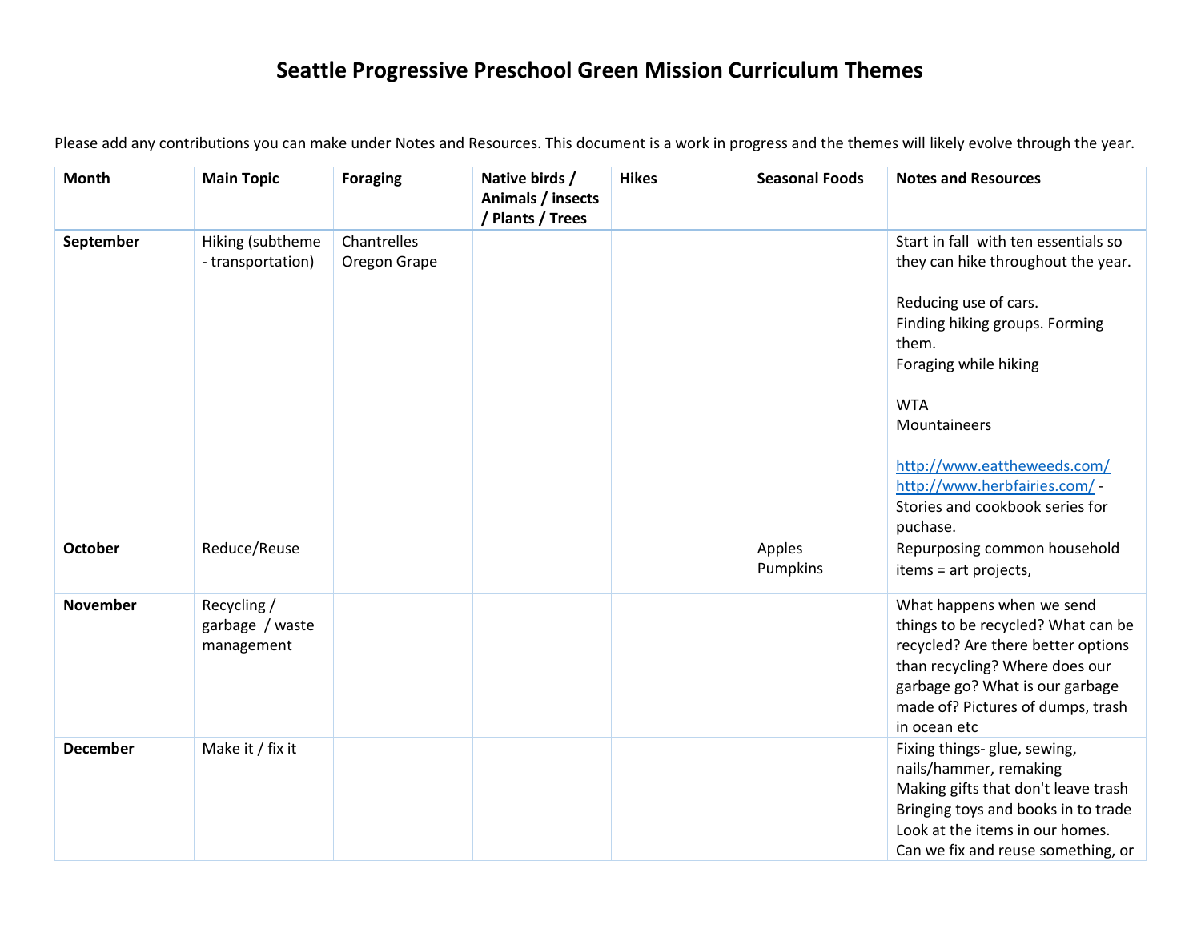# Seattle Progressive Preschool Green Mission Curriculum Themes

Please add any contributions you can make under Notes and Resources. This document is a work in progress and the themes will likely evolve through the year.

| Month | Main Topic | Foraging | Native birds / Animals / insects / Plants / Trees | Hikes | Seasonal Foods | Notes and Resources |
|---|---|---|---|---|---|---|
| **September** | Hiking (subtheme - transportation) | Chantrelles<br>Oregon Grape | | | | Start in fall with ten essentials so they can hike throughout the year.<br><br>Reducing use of cars.<br>Finding hiking groups. Forming them.<br>Foraging while hiking<br><br>WTA<br>Mountaineers<br><br>http://www.eattheweeds.com/<br>http://www.herbfairies.com/ - Stories and cookbook series for puchase. |
| **October** | Reduce/Reuse | | | | Apples<br>Pumpkins | Repurposing common household items = art projects, |
| **November** | Recycling / garbage / waste management | | | | | What happens when we send things to be recycled? What can be recycled? Are there better options than recycling? Where does our garbage go? What is our garbage made of? Pictures of dumps, trash in ocean etc |
| **December** | Make it / fix it | | | | | Fixing things- glue, sewing, nails/hammer, remaking<br>Making gifts that don't leave trash<br>Bringing toys and books in to trade<br>Look at the items in our homes. Can we fix and reuse something, or |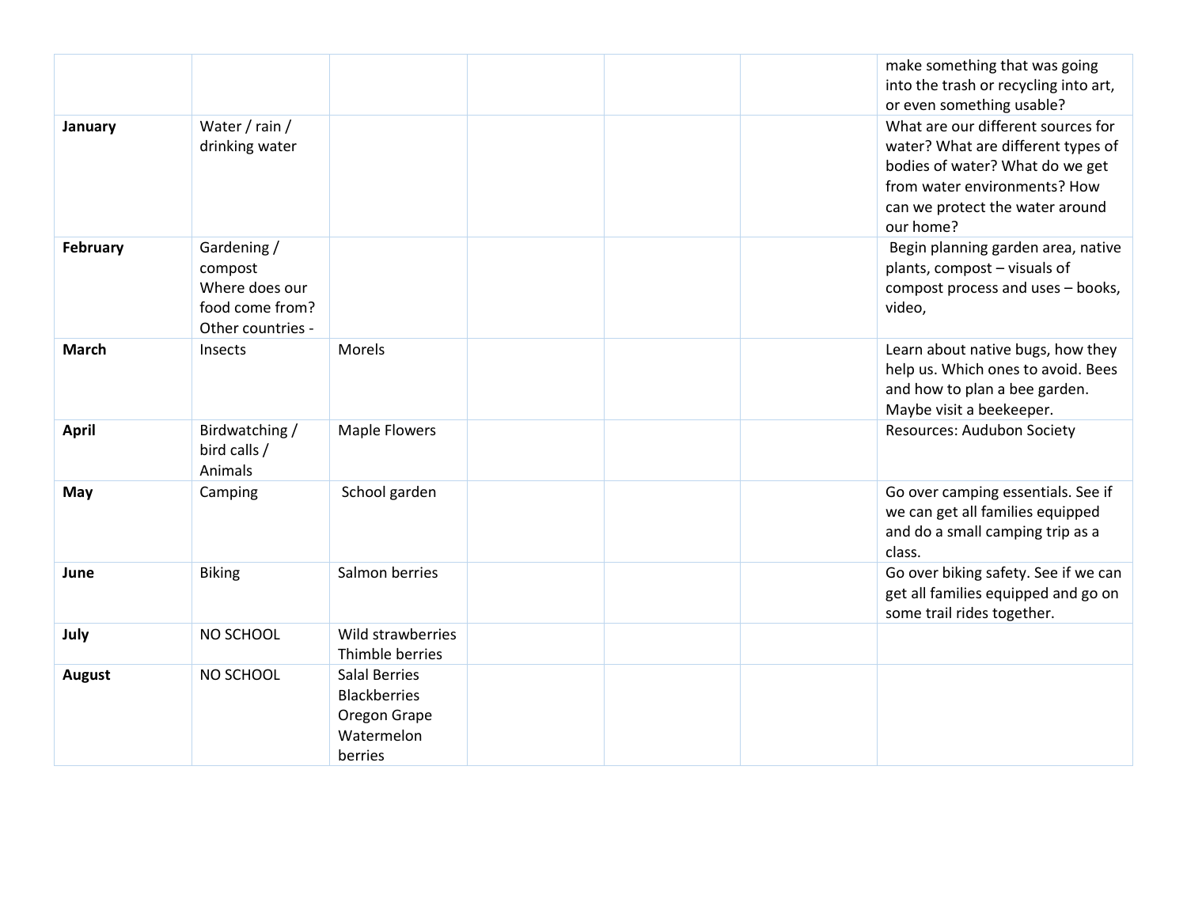| | | | | | | |
|---|---|---|---|---|---|---|
| | | | | | | make something that was going into the trash or recycling into art, or even something usable? |
| **January** | Water / rain / drinking water | | | | | What are our different sources for water? What are different types of bodies of water? What do we get from water environments? How can we protect the water around our home? |
| **February** | Gardening / compost Where does our food come from? Other countries - | | | | | Begin planning garden area, native plants, compost – visuals of compost process and uses – books, video, |
| **March** | Insects | Morels | | | | Learn about native bugs, how they help us. Which ones to avoid. Bees and how to plan a bee garden. Maybe visit a beekeeper. |
| **April** | Birdwatching / bird calls / Animals | Maple Flowers | | | | Resources: Audubon Society |
| **May** | Camping | School garden | | | | Go over camping essentials. See if we can get all families equipped and do a small camping trip as a class. |
| **June** | Biking | Salmon berries | | | | Go over biking safety. See if we can get all families equipped and go on some trail rides together. |
| **July** | NO SCHOOL | Wild strawberries Thimble berries | | | | |
| **August** | NO SCHOOL | Salal Berries Blackberries Oregon Grape Watermelon berries | | | | |